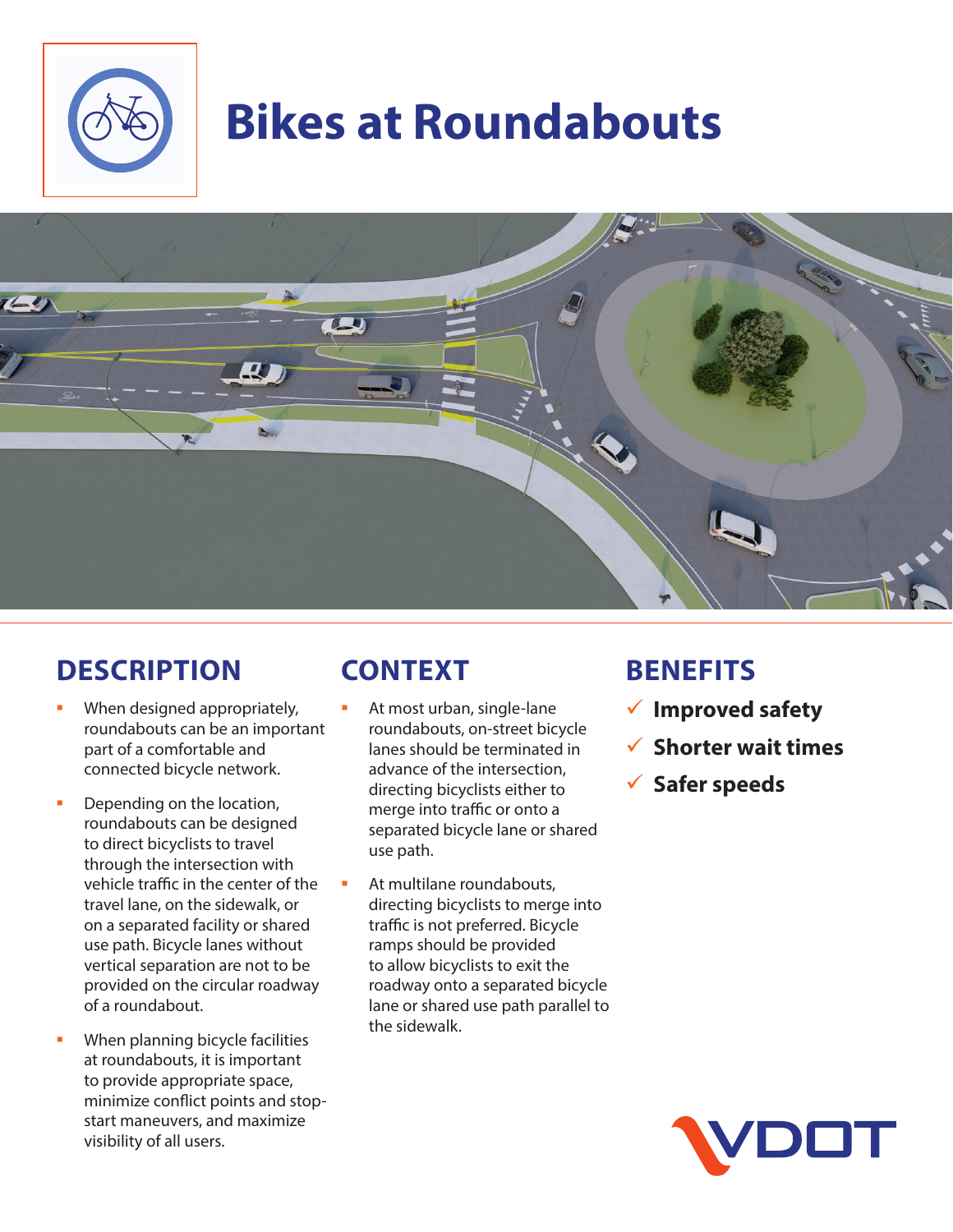# Bikes at Roundabouts

## DESCRIPTION

- When designed appropriately, roundabouts can be an important part of a comfortable and connected bicycle network.
- Depending on the location, roundabouts can be designed to direct bicyclists to travel through the intersection with vehicle traffic in the center of the travel lane, on the sidewalk, or on a separated facility or shared use path. Bicycle lanes without vertical separation are not to be provided on the circular roadway of a roundabout.
- When planning bicycle facilities at roundabouts, it is important to provide appropriate space, minimize conflict points and stop-start maneuvers, and maximize visibility of all users.

## CONTEXT

- At most urban, single-lane roundabouts, on-street bicycle lanes should be terminated in advance of the intersection, directing bicyclists either to merge into traffic or onto a separated bicycle lane or shared use path.
- At multilane roundabouts, directing bicyclists to merge into traffic is not preferred. Bicycle ramps should be provided to allow bicyclists to exit the roadway onto a separated bicycle lane or shared use path parallel to the sidewalk.

## BENEFITS

- ✓ **Improved safety**
- ✓ **Shorter wait times**
- ✓ **Safer speeds**

VDOT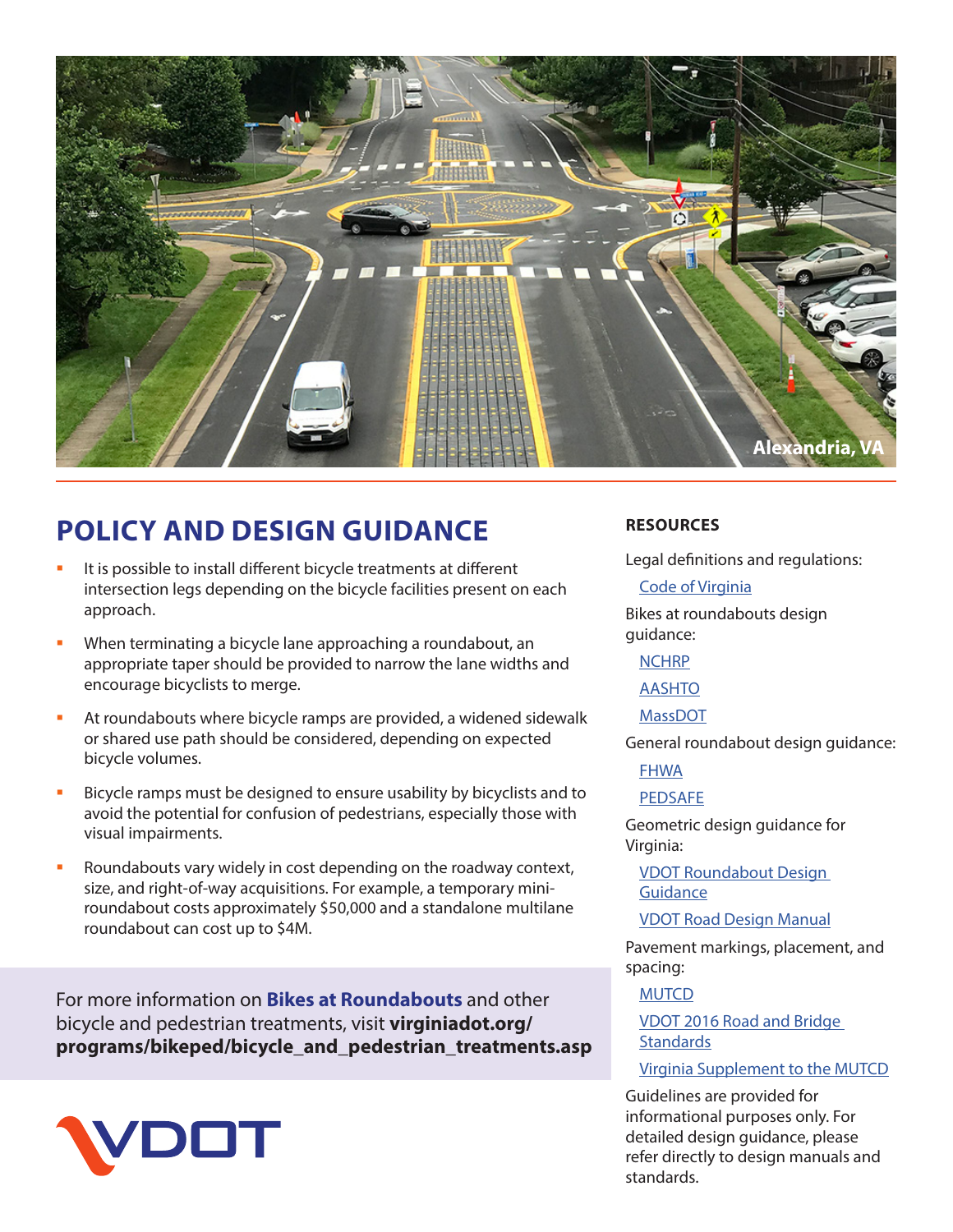Alexandria, VA

## POLICY AND DESIGN GUIDANCE

- It is possible to install different bicycle treatments at different intersection legs depending on the bicycle facilities present on each approach.
- When terminating a bicycle lane approaching a roundabout, an appropriate taper should be provided to narrow the lane widths and encourage bicyclists to merge.
- At roundabouts where bicycle ramps are provided, a widened sidewalk or shared use path should be considered, depending on expected bicycle volumes.
- Bicycle ramps must be designed to ensure usability by bicyclists and to avoid the potential for confusion of pedestrians, especially those with visual impairments.
- Roundabouts vary widely in cost depending on the roadway context, size, and right-of-way acquisitions. For example, a temporary mini-roundabout costs approximately $50,000 and a standalone multilane roundabout can cost up to $4M.

For more information on **Bikes at Roundabouts** and other bicycle and pedestrian treatments, visit **virginiadot.org/programs/bikeped/bicycle_and_pedestrian_treatments.asp**

VDOT

### RESOURCES

Legal definitions and regulations:

- Code of Virginia

Bikes at roundabouts design guidance:

- NCHRP
- AASHTO
- MassDOT

General roundabout design guidance:

- FHWA
- PEDSAFE

Geometric design guidance for Virginia:

- VDOT Roundabout Design Guidance
- VDOT Road Design Manual

Pavement markings, placement, and spacing:

- MUTCD
- VDOT 2016 Road and Bridge Standards
- Virginia Supplement to the MUTCD

Guidelines are provided for informational purposes only. For detailed design guidance, please refer directly to design manuals and standards.